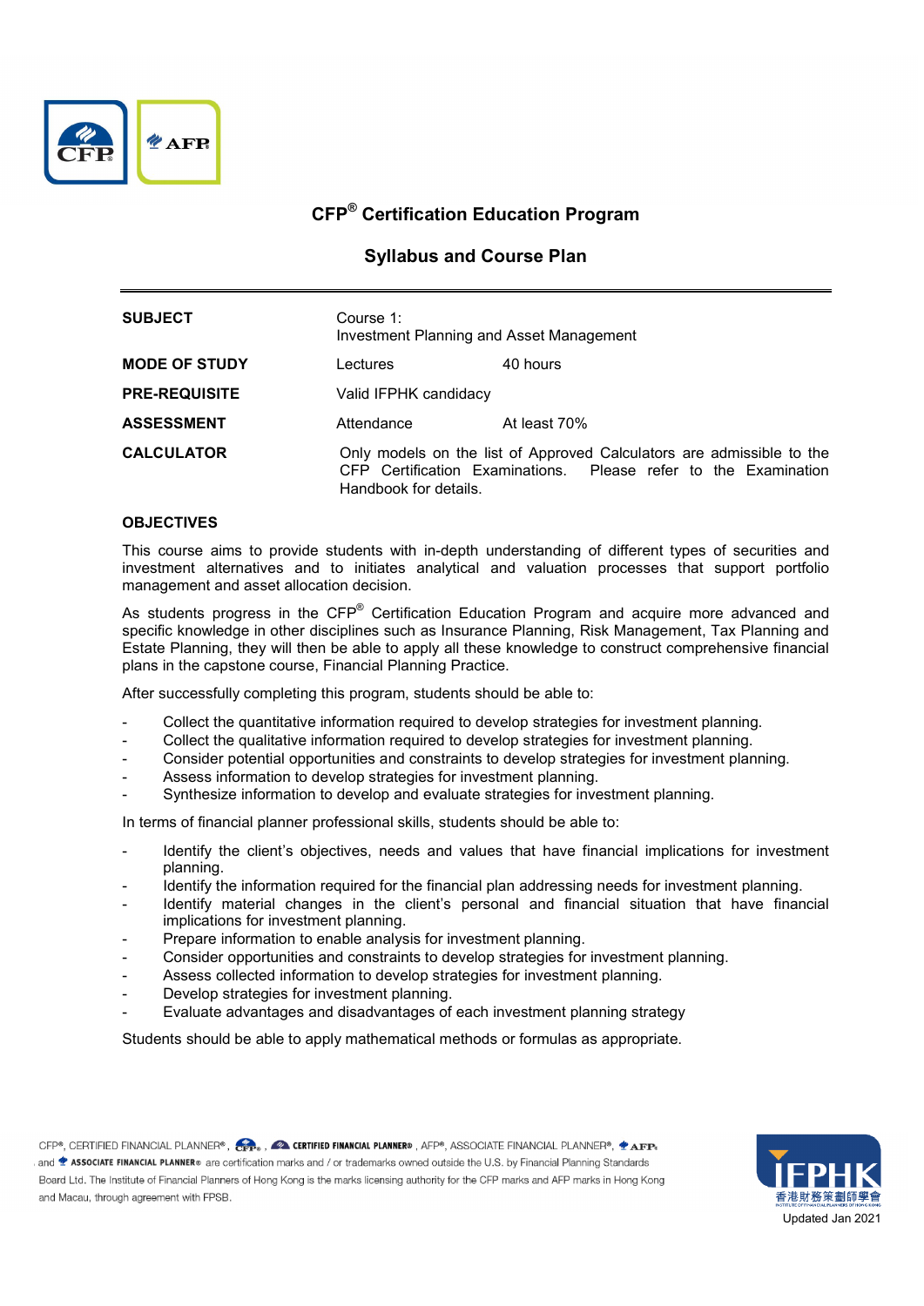# CFP® Certification Education Program

## Syllabus and Course Plan

| | | |
|---|---|---|
| **SUBJECT** | Course 1: Investment Planning and Asset Management | |
| **MODE OF STUDY** | Lectures | 40 hours |
| **PRE-REQUISITE** | Valid IFPHK candidacy | |
| **ASSESSMENT** | Attendance | At least 70% |
| **CALCULATOR** | Only models on the list of Approved Calculators are admissible to the CFP Certification Examinations. Please refer to the Examination Handbook for details. | |

### OBJECTIVES

This course aims to provide students with in-depth understanding of different types of securities and investment alternatives and to initiates analytical and valuation processes that support portfolio management and asset allocation decision.

As students progress in the CFP® Certification Education Program and acquire more advanced and specific knowledge in other disciplines such as Insurance Planning, Risk Management, Tax Planning and Estate Planning, they will then be able to apply all these knowledge to construct comprehensive financial plans in the capstone course, Financial Planning Practice.

After successfully completing this program, students should be able to:

- Collect the quantitative information required to develop strategies for investment planning.
- Collect the qualitative information required to develop strategies for investment planning.
- Consider potential opportunities and constraints to develop strategies for investment planning.
- Assess information to develop strategies for investment planning.
- Synthesize information to develop and evaluate strategies for investment planning.

In terms of financial planner professional skills, students should be able to:

- Identify the client's objectives, needs and values that have financial implications for investment planning.
- Identify the information required for the financial plan addressing needs for investment planning.
- Identify material changes in the client's personal and financial situation that have financial implications for investment planning.
- Prepare information to enable analysis for investment planning.
- Consider opportunities and constraints to develop strategies for investment planning.
- Assess collected information to develop strategies for investment planning.
- Develop strategies for investment planning.
- Evaluate advantages and disadvantages of each investment planning strategy

Students should be able to apply mathematical methods or formulas as appropriate.

CFP®, CERTIFIED FINANCIAL PLANNER®, CFP®, CERTIFIED FINANCIAL PLANNER®, AFP®, ASSOCIATE FINANCIAL PLANNER®, AFP®, and ASSOCIATE FINANCIAL PLANNER® are certification marks and / or trademarks owned outside the U.S. by Financial Planning Standards Board Ltd. The Institute of Financial Planners of Hong Kong is the marks licensing authority for the CFP marks and AFP marks in Hong Kong and Macau, through agreement with FPSB.

Updated Jan 2021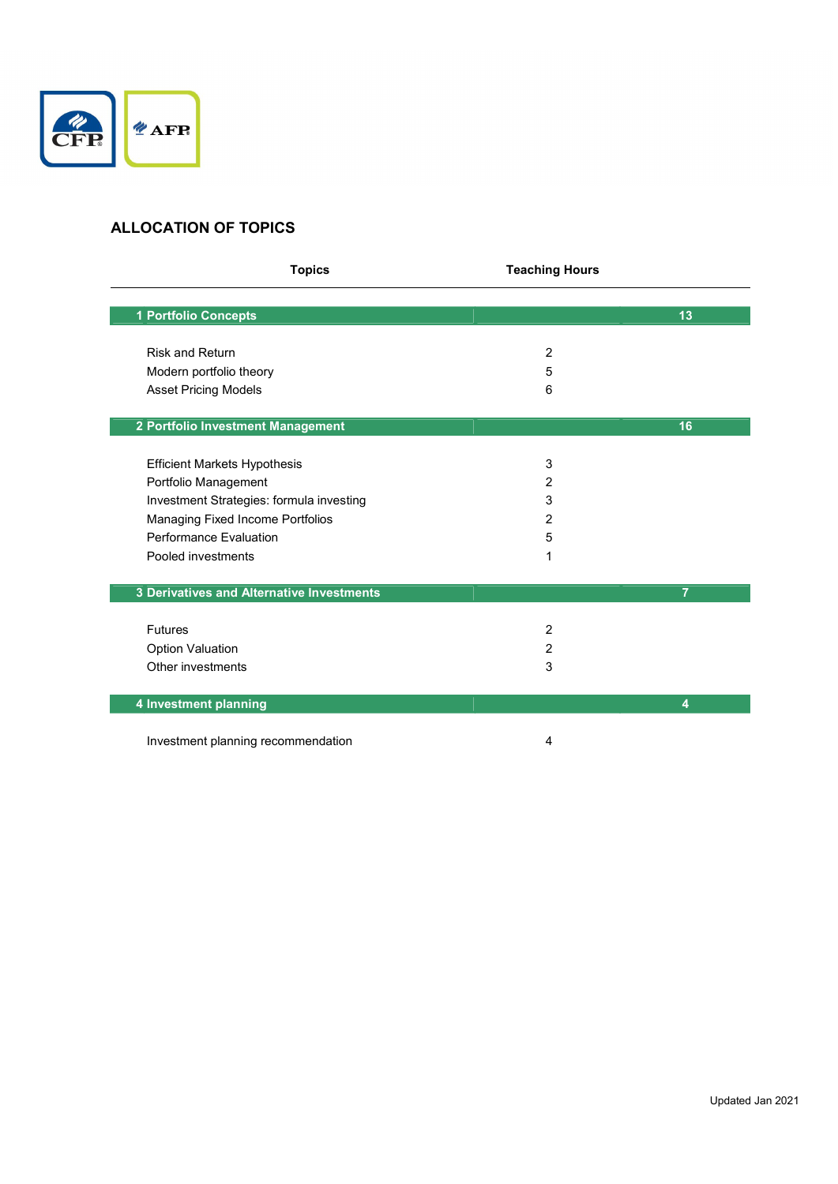## ALLOCATION OF TOPICS

| Topics | Teaching Hours | |
|---|---|---|
| **1 Portfolio Concepts** | | **13** |
| Risk and Return | 2 | |
| Modern portfolio theory | 5 | |
| Asset Pricing Models | 6 | |
| **2 Portfolio Investment Management** | | **16** |
| Efficient Markets Hypothesis | 3 | |
| Portfolio Management | 2 | |
| Investment Strategies: formula investing | 3 | |
| Managing Fixed Income Portfolios | 2 | |
| Performance Evaluation | 5 | |
| Pooled investments | 1 | |
| **3 Derivatives and Alternative Investments** | | **7** |
| Futures | 2 | |
| Option Valuation | 2 | |
| Other investments | 3 | |
| **4 Investment planning** | | **4** |
| Investment planning recommendation | 4 | |

Updated Jan 2021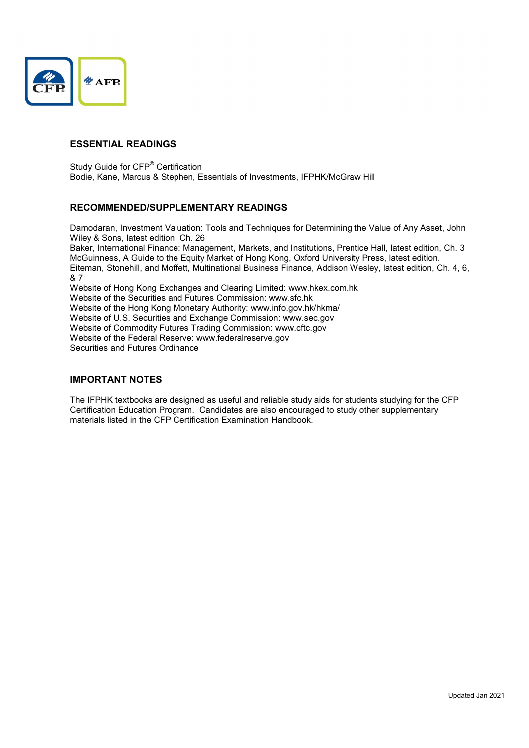## ESSENTIAL READINGS

Study Guide for CFP® Certification
Bodie, Kane, Marcus & Stephen, Essentials of Investments, IFPHK/McGraw Hill

## RECOMMENDED/SUPPLEMENTARY READINGS

Damodaran, Investment Valuation: Tools and Techniques for Determining the Value of Any Asset, John Wiley & Sons, latest edition, Ch. 26
Baker, International Finance: Management, Markets, and Institutions, Prentice Hall, latest edition, Ch. 3
McGuinness, A Guide to the Equity Market of Hong Kong, Oxford University Press, latest edition.
Eiteman, Stonehill, and Moffett, Multinational Business Finance, Addison Wesley, latest edition, Ch. 4, 6, & 7
Website of Hong Kong Exchanges and Clearing Limited: www.hkex.com.hk
Website of the Securities and Futures Commission: www.sfc.hk
Website of the Hong Kong Monetary Authority: www.info.gov.hk/hkma/
Website of U.S. Securities and Exchange Commission: www.sec.gov
Website of Commodity Futures Trading Commission: www.cftc.gov
Website of the Federal Reserve: www.federalreserve.gov
Securities and Futures Ordinance

## IMPORTANT NOTES

The IFPHK textbooks are designed as useful and reliable study aids for students studying for the CFP Certification Education Program. Candidates are also encouraged to study other supplementary materials listed in the CFP Certification Examination Handbook.

Updated Jan 2021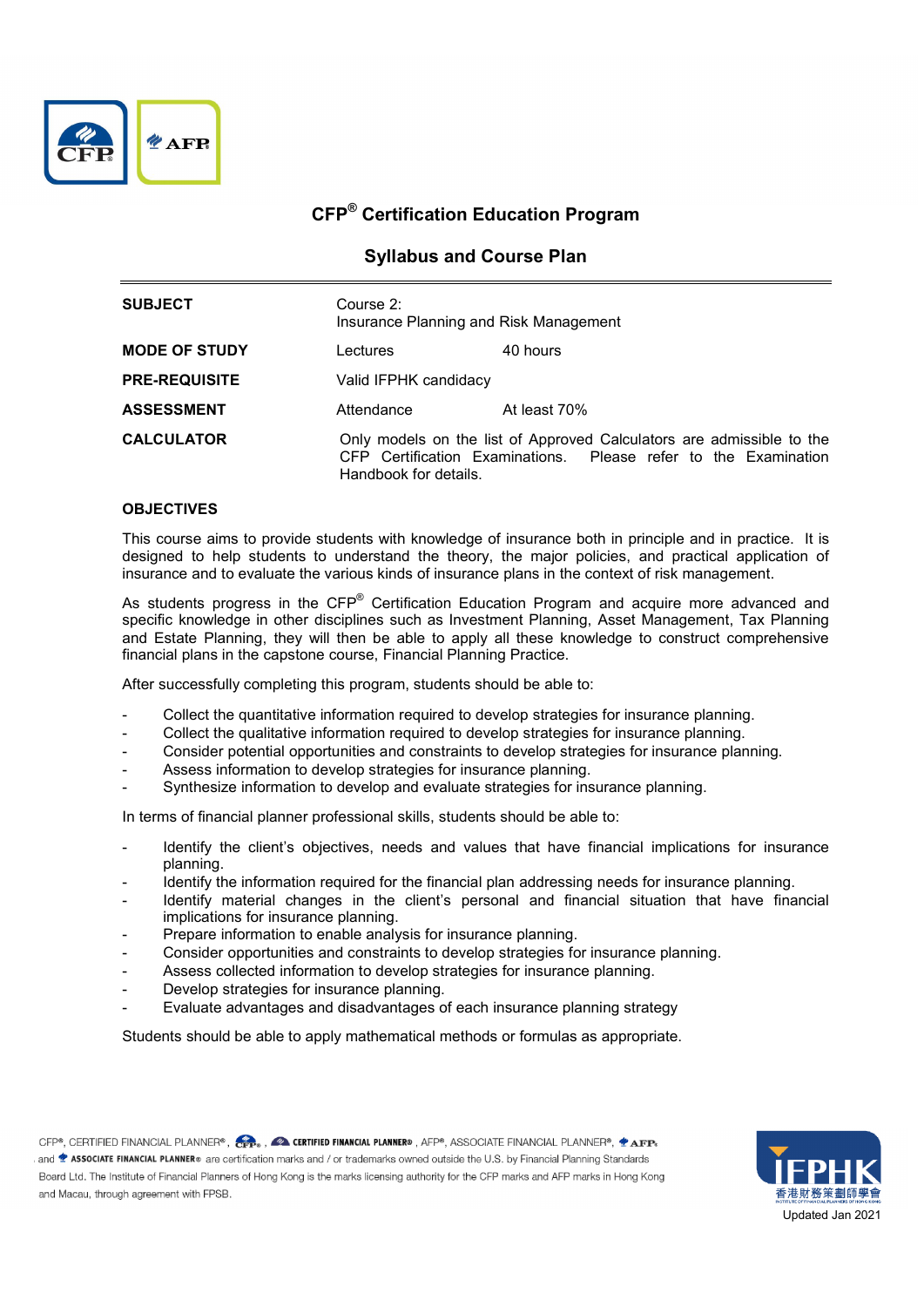# CFP® Certification Education Program

## Syllabus and Course Plan

| | | |
|---|---|---|
| **SUBJECT** | Course 2: Insurance Planning and Risk Management | |
| **MODE OF STUDY** | Lectures | 40 hours |
| **PRE-REQUISITE** | Valid IFPHK candidacy | |
| **ASSESSMENT** | Attendance | At least 70% |
| **CALCULATOR** | Only models on the list of Approved Calculators are admissible to the CFP Certification Examinations. Please refer to the Examination Handbook for details. | |

### OBJECTIVES

This course aims to provide students with knowledge of insurance both in principle and in practice. It is designed to help students to understand the theory, the major policies, and practical application of insurance and to evaluate the various kinds of insurance plans in the context of risk management.

As students progress in the CFP® Certification Education Program and acquire more advanced and specific knowledge in other disciplines such as Investment Planning, Asset Management, Tax Planning and Estate Planning, they will then be able to apply all these knowledge to construct comprehensive financial plans in the capstone course, Financial Planning Practice.

After successfully completing this program, students should be able to:

- Collect the quantitative information required to develop strategies for insurance planning.
- Collect the qualitative information required to develop strategies for insurance planning.
- Consider potential opportunities and constraints to develop strategies for insurance planning.
- Assess information to develop strategies for insurance planning.
- Synthesize information to develop and evaluate strategies for insurance planning.

In terms of financial planner professional skills, students should be able to:

- Identify the client's objectives, needs and values that have financial implications for insurance planning.
- Identify the information required for the financial plan addressing needs for insurance planning.
- Identify material changes in the client's personal and financial situation that have financial implications for insurance planning.
- Prepare information to enable analysis for insurance planning.
- Consider opportunities and constraints to develop strategies for insurance planning.
- Assess collected information to develop strategies for insurance planning.
- Develop strategies for insurance planning.
- Evaluate advantages and disadvantages of each insurance planning strategy

Students should be able to apply mathematical methods or formulas as appropriate.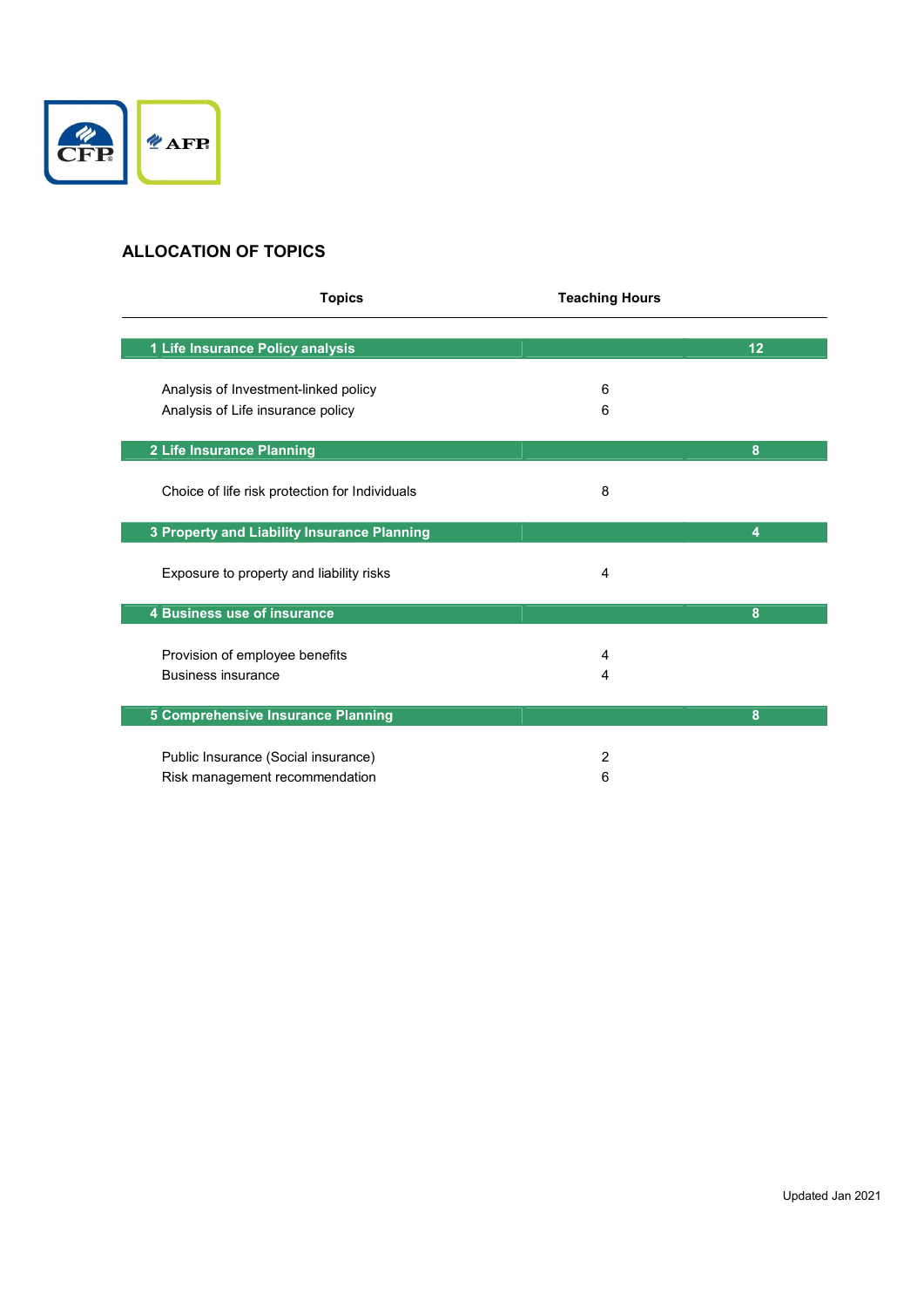## ALLOCATION OF TOPICS

| Topics | Teaching Hours | |
|---|---|---|
| **1 Life Insurance Policy analysis** | | **12** |
| Analysis of Investment-linked policy | 6 | |
| Analysis of Life insurance policy | 6 | |
| **2 Life Insurance Planning** | | **8** |
| Choice of life risk protection for Individuals | 8 | |
| **3 Property and Liability Insurance Planning** | | **4** |
| Exposure to property and liability risks | 4 | |
| **4 Business use of insurance** | | **8** |
| Provision of employee benefits | 4 | |
| Business insurance | 4 | |
| **5 Comprehensive Insurance Planning** | | **8** |
| Public Insurance (Social insurance) | 2 | |
| Risk management recommendation | 6 | |

Updated Jan 2021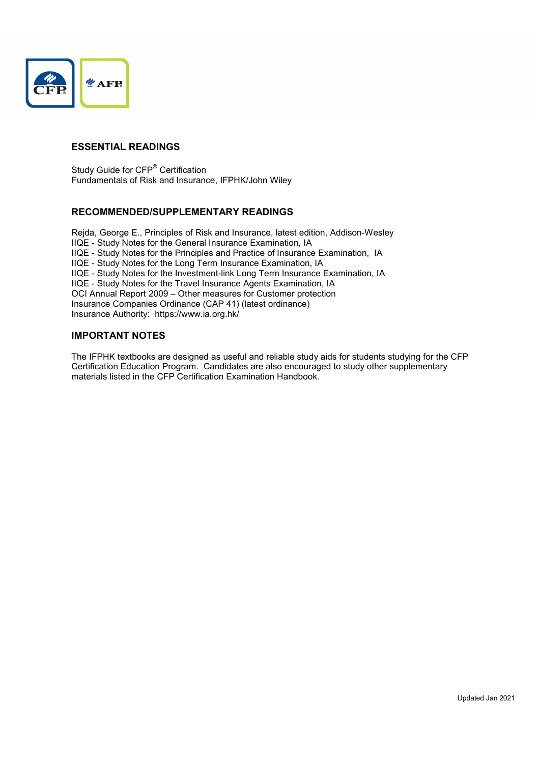## ESSENTIAL READINGS

Study Guide for CFP® Certification
Fundamentals of Risk and Insurance, IFPHK/John Wiley

## RECOMMENDED/SUPPLEMENTARY READINGS

Rejda, George E., Principles of Risk and Insurance, latest edition, Addison-Wesley
IIQE - Study Notes for the General Insurance Examination, IA
IIQE - Study Notes for the Principles and Practice of Insurance Examination, IA
IIQE - Study Notes for the Long Term Insurance Examination, IA
IIQE - Study Notes for the Investment-link Long Term Insurance Examination, IA
IIQE - Study Notes for the Travel Insurance Agents Examination, IA
OCI Annual Report 2009 – Other measures for Customer protection
Insurance Companies Ordinance (CAP 41) (latest ordinance)
Insurance Authority: https://www.ia.org.hk/

## IMPORTANT NOTES

The IFPHK textbooks are designed as useful and reliable study aids for students studying for the CFP Certification Education Program. Candidates are also encouraged to study other supplementary materials listed in the CFP Certification Examination Handbook.

Updated Jan 2021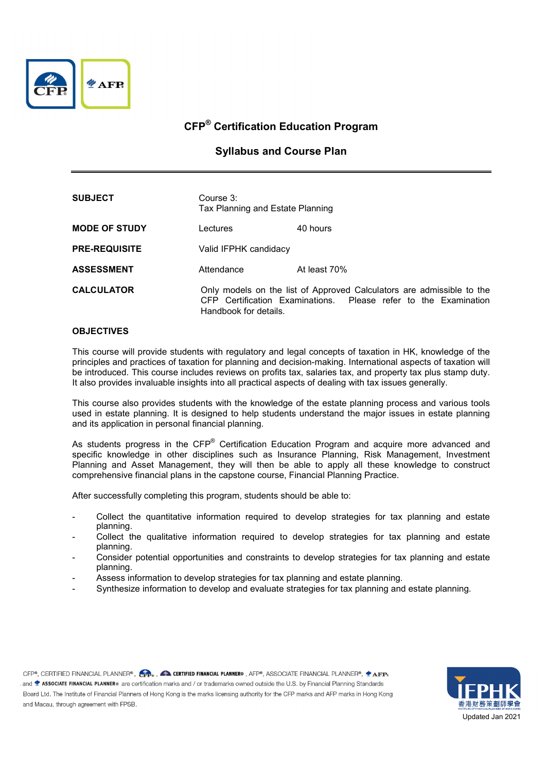# CFP® Certification Education Program

## Syllabus and Course Plan

| | | |
|---|---|---|
| **SUBJECT** | Course 3: Tax Planning and Estate Planning | |
| **MODE OF STUDY** | Lectures | 40 hours |
| **PRE-REQUISITE** | Valid IFPHK candidacy | |
| **ASSESSMENT** | Attendance | At least 70% |
| **CALCULATOR** | Only models on the list of Approved Calculators are admissible to the CFP Certification Examinations. Please refer to the Examination Handbook for details. | |

**OBJECTIVES**

This course will provide students with regulatory and legal concepts of taxation in HK, knowledge of the principles and practices of taxation for planning and decision-making. International aspects of taxation will be introduced. This course includes reviews on profits tax, salaries tax, and property tax plus stamp duty. It also provides invaluable insights into all practical aspects of dealing with tax issues generally.

This course also provides students with the knowledge of the estate planning process and various tools used in estate planning. It is designed to help students understand the major issues in estate planning and its application in personal financial planning.

As students progress in the CFP® Certification Education Program and acquire more advanced and specific knowledge in other disciplines such as Insurance Planning, Risk Management, Investment Planning and Asset Management, they will then be able to apply all these knowledge to construct comprehensive financial plans in the capstone course, Financial Planning Practice.

After successfully completing this program, students should be able to:

- Collect the quantitative information required to develop strategies for tax planning and estate planning.
- Collect the qualitative information required to develop strategies for tax planning and estate planning.
- Consider potential opportunities and constraints to develop strategies for tax planning and estate planning.
- Assess information to develop strategies for tax planning and estate planning.
- Synthesize information to develop and evaluate strategies for tax planning and estate planning.

CFP®, CERTIFIED FINANCIAL PLANNER®, CFP®, CERTIFIED FINANCIAL PLANNER®, AFP®, ASSOCIATE FINANCIAL PLANNER®, AFP® and ASSOCIATE FINANCIAL PLANNER® are certification marks and / or trademarks owned outside the U.S. by Financial Planning Standards Board Ltd. The Institute of Financial Planners of Hong Kong is the marks licensing authority for the CFP marks and AFP marks in Hong Kong and Macau, through agreement with FPSB.

Updated Jan 2021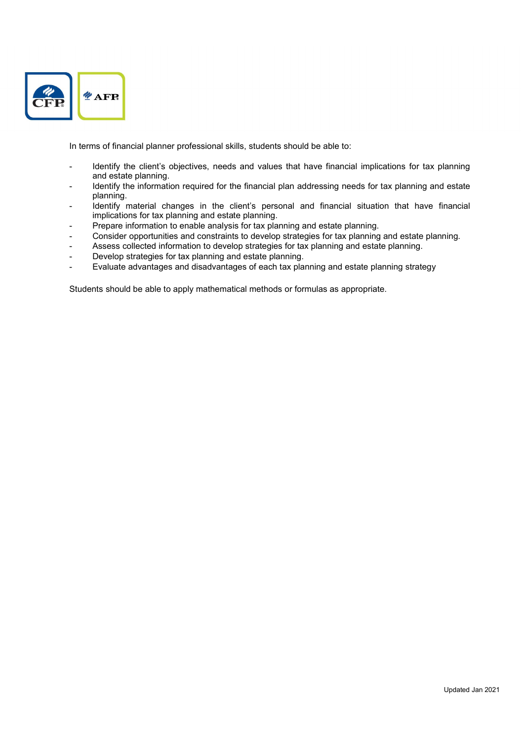In terms of financial planner professional skills, students should be able to:

- Identify the client's objectives, needs and values that have financial implications for tax planning and estate planning.
- Identify the information required for the financial plan addressing needs for tax planning and estate planning.
- Identify material changes in the client's personal and financial situation that have financial implications for tax planning and estate planning.
- Prepare information to enable analysis for tax planning and estate planning.
- Consider opportunities and constraints to develop strategies for tax planning and estate planning.
- Assess collected information to develop strategies for tax planning and estate planning.
- Develop strategies for tax planning and estate planning.
- Evaluate advantages and disadvantages of each tax planning and estate planning strategy

Students should be able to apply mathematical methods or formulas as appropriate.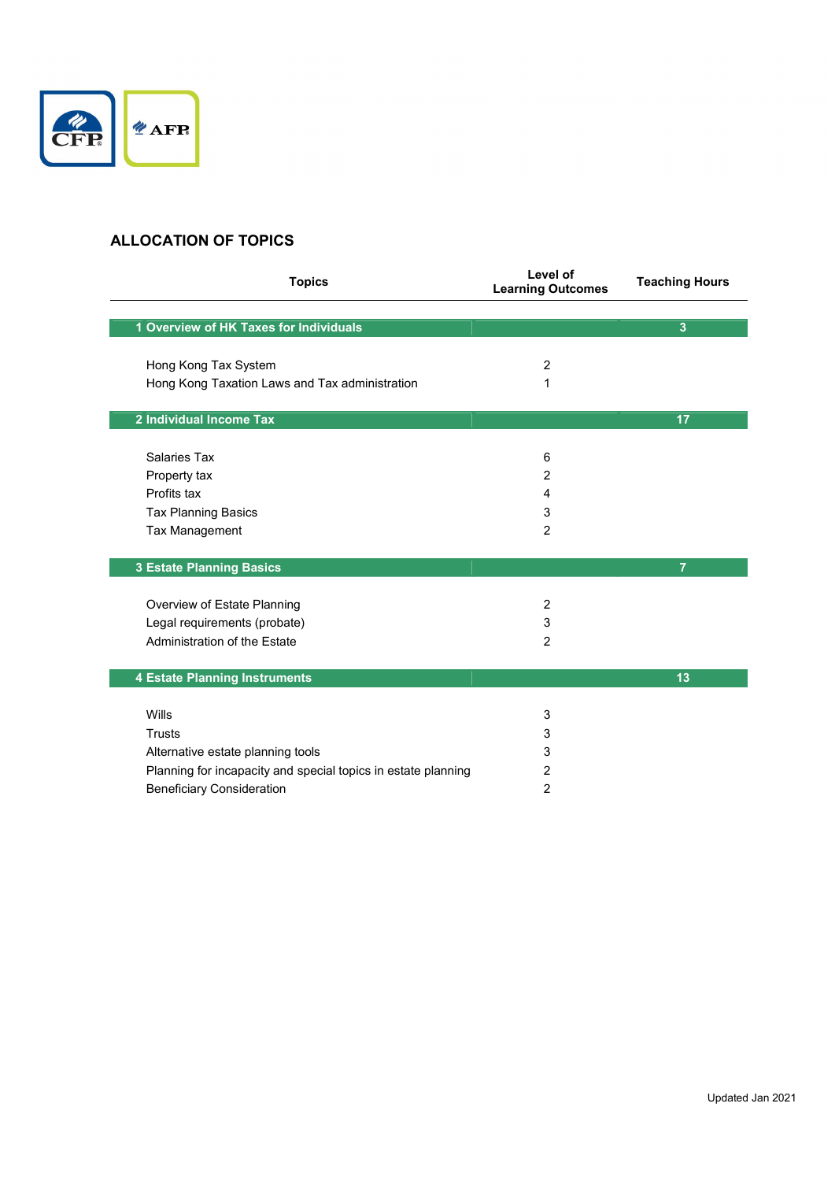## ALLOCATION OF TOPICS

| Topics | Level of Learning Outcomes | Teaching Hours |
|---|---|---|
| **1 Overview of HK Taxes for Individuals** | | **3** |
| Hong Kong Tax System | 2 | |
| Hong Kong Taxation Laws and Tax administration | 1 | |
| **2 Individual Income Tax** | | **17** |
| Salaries Tax | 6 | |
| Property tax | 2 | |
| Profits tax | 4 | |
| Tax Planning Basics | 3 | |
| Tax Management | 2 | |
| **3 Estate Planning Basics** | | **7** |
| Overview of Estate Planning | 2 | |
| Legal requirements (probate) | 3 | |
| Administration of the Estate | 2 | |
| **4 Estate Planning Instruments** | | **13** |
| Wills | 3 | |
| Trusts | 3 | |
| Alternative estate planning tools | 3 | |
| Planning for incapacity and special topics in estate planning | 2 | |
| Beneficiary Consideration | 2 | |

Updated Jan 2021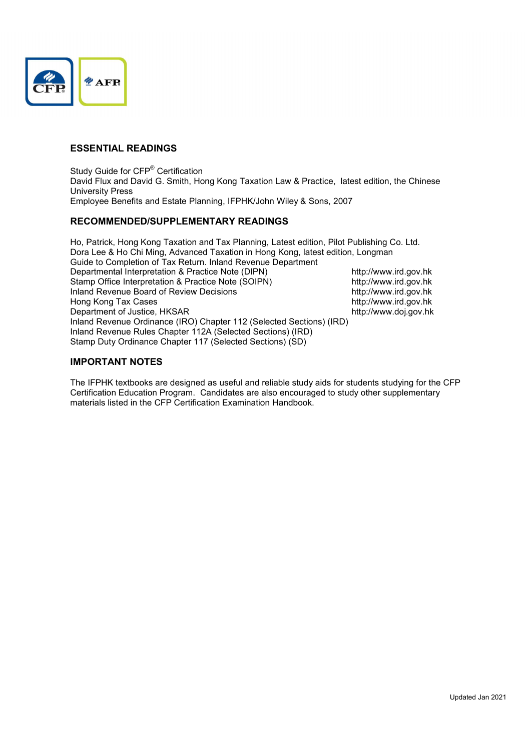## ESSENTIAL READINGS

Study Guide for CFP® Certification
David Flux and David G. Smith, Hong Kong Taxation Law & Practice, latest edition, the Chinese University Press
Employee Benefits and Estate Planning, IFPHK/John Wiley & Sons, 2007

## RECOMMENDED/SUPPLEMENTARY READINGS

Ho, Patrick, Hong Kong Taxation and Tax Planning, Latest edition, Pilot Publishing Co. Ltd.
Dora Lee & Ho Chi Ming, Advanced Taxation in Hong Kong, latest edition, Longman
Guide to Completion of Tax Return. Inland Revenue Department
Departmental Interpretation & Practice Note (DIPN) http://www.ird.gov.hk
Stamp Office Interpretation & Practice Note (SOIPN) http://www.ird.gov.hk
Inland Revenue Board of Review Decisions http://www.ird.gov.hk
Hong Kong Tax Cases http://www.ird.gov.hk
Department of Justice, HKSAR http://www.doj.gov.hk
Inland Revenue Ordinance (IRO) Chapter 112 (Selected Sections) (IRD)
Inland Revenue Rules Chapter 112A (Selected Sections) (IRD)
Stamp Duty Ordinance Chapter 117 (Selected Sections) (SD)

## IMPORTANT NOTES

The IFPHK textbooks are designed as useful and reliable study aids for students studying for the CFP Certification Education Program. Candidates are also encouraged to study other supplementary materials listed in the CFP Certification Examination Handbook.

Updated Jan 2021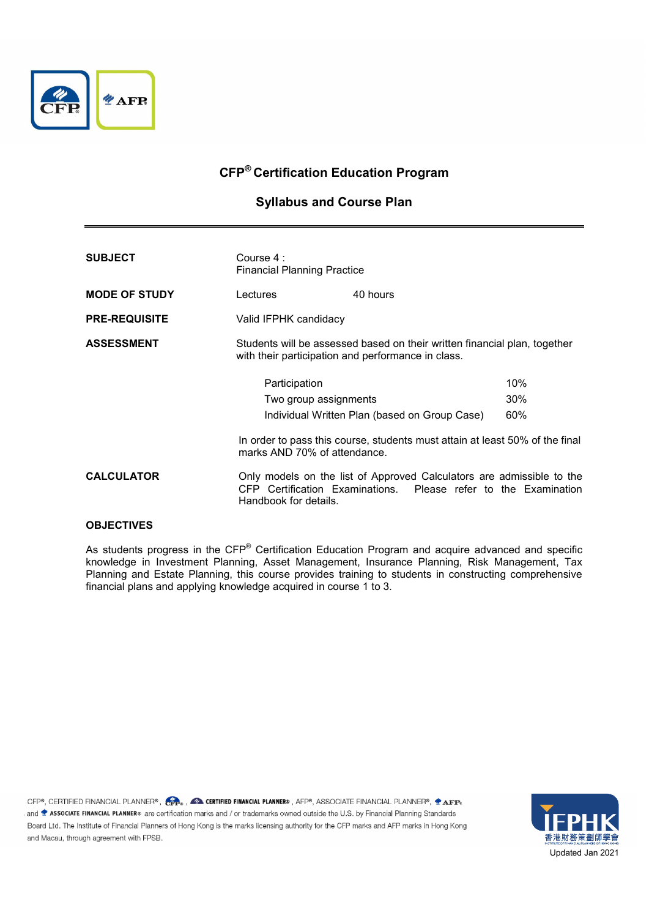# CFP® Certification Education Program

## Syllabus and Course Plan

| | |
|---|---|
| **SUBJECT** | Course 4 : Financial Planning Practice |
| **MODE OF STUDY** | Lectures 40 hours |
| **PRE-REQUISITE** | Valid IFPHK candidacy |
| **ASSESSMENT** | Students will be assessed based on their written financial plan, together with their participation and performance in class. |

| | |
|---|---|
| Participation | 10% |
| Two group assignments | 30% |
| Individual Written Plan (based on Group Case) | 60% |

In order to pass this course, students must attain at least 50% of the final marks AND 70% of attendance.

**CALCULATOR**

Only models on the list of Approved Calculators are admissible to the CFP Certification Examinations. Please refer to the Examination Handbook for details.

**OBJECTIVES**

As students progress in the CFP® Certification Education Program and acquire advanced and specific knowledge in Investment Planning, Asset Management, Insurance Planning, Risk Management, Tax Planning and Estate Planning, this course provides training to students in constructing comprehensive financial plans and applying knowledge acquired in course 1 to 3.

CFP®, CERTIFIED FINANCIAL PLANNER®, CFP®, CERTIFIED FINANCIAL PLANNER®, AFP®, ASSOCIATE FINANCIAL PLANNER®, AFP® and ASSOCIATE FINANCIAL PLANNER® are certification marks and / or trademarks owned outside the U.S. by Financial Planning Standards Board Ltd. The Institute of Financial Planners of Hong Kong is the marks licensing authority for the CFP marks and AFP marks in Hong Kong and Macau, through agreement with FPSB.

Updated Jan 2021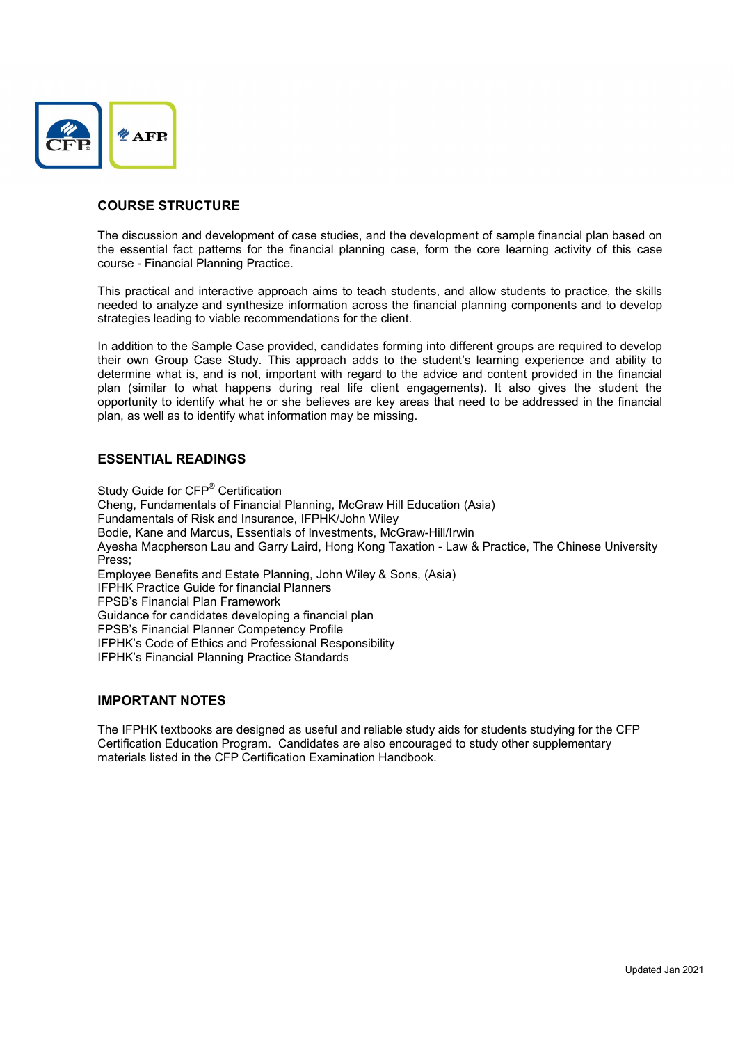## COURSE STRUCTURE

The discussion and development of case studies, and the development of sample financial plan based on the essential fact patterns for the financial planning case, form the core learning activity of this case course - Financial Planning Practice.

This practical and interactive approach aims to teach students, and allow students to practice, the skills needed to analyze and synthesize information across the financial planning components and to develop strategies leading to viable recommendations for the client.

In addition to the Sample Case provided, candidates forming into different groups are required to develop their own Group Case Study. This approach adds to the student's learning experience and ability to determine what is, and is not, important with regard to the advice and content provided in the financial plan (similar to what happens during real life client engagements). It also gives the student the opportunity to identify what he or she believes are key areas that need to be addressed in the financial plan, as well as to identify what information may be missing.

## ESSENTIAL READINGS

Study Guide for CFP® Certification
Cheng, Fundamentals of Financial Planning, McGraw Hill Education (Asia)
Fundamentals of Risk and Insurance, IFPHK/John Wiley
Bodie, Kane and Marcus, Essentials of Investments, McGraw-Hill/Irwin
Ayesha Macpherson Lau and Garry Laird, Hong Kong Taxation - Law & Practice, The Chinese University Press;
Employee Benefits and Estate Planning, John Wiley & Sons, (Asia)
IFPHK Practice Guide for financial Planners
FPSB's Financial Plan Framework
Guidance for candidates developing a financial plan
FPSB's Financial Planner Competency Profile
IFPHK's Code of Ethics and Professional Responsibility
IFPHK's Financial Planning Practice Standards

## IMPORTANT NOTES

The IFPHK textbooks are designed as useful and reliable study aids for students studying for the CFP Certification Education Program. Candidates are also encouraged to study other supplementary materials listed in the CFP Certification Examination Handbook.

Updated Jan 2021